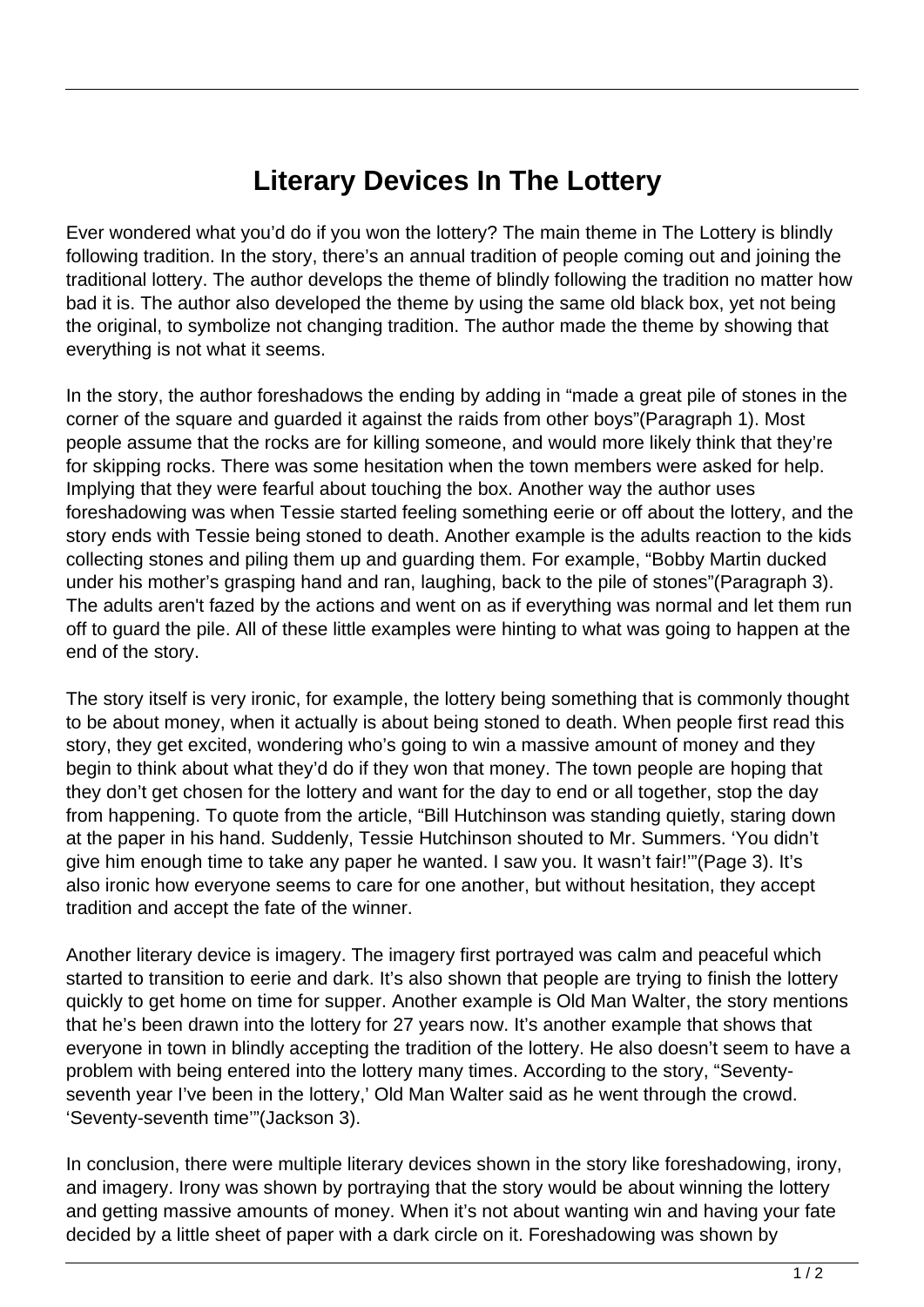# Literary Devices In The Lottery

Ever wondered what you'd do if you won the lottery? The main theme in The Lottery is blindly following tradition. In the story, there's an annual tradition of people coming out and joining the traditional lottery. The author develops the theme of blindly following the tradition no matter how bad it is. The author also developed the theme by using the same old black box, yet not being the original, to symbolize not changing tradition. The author made the theme by showing that everything is not what it seems.

In the story, the author foreshadows the ending by adding in "made a great pile of stones in the corner of the square and guarded it against the raids from other boys"(Paragraph 1). Most people assume that the rocks are for killing someone, and would more likely think that they're for skipping rocks. There was some hesitation when the town members were asked for help. Implying that they were fearful about touching the box. Another way the author uses foreshadowing was when Tessie started feeling something eerie or off about the lottery, and the story ends with Tessie being stoned to death. Another example is the adults reaction to the kids collecting stones and piling them up and guarding them. For example, "Bobby Martin ducked under his mother's grasping hand and ran, laughing, back to the pile of stones"(Paragraph 3). The adults aren't fazed by the actions and went on as if everything was normal and let them run off to guard the pile. All of these little examples were hinting to what was going to happen at the end of the story.

The story itself is very ironic, for example, the lottery being something that is commonly thought to be about money, when it actually is about being stoned to death. When people first read this story, they get excited, wondering who's going to win a massive amount of money and they begin to think about what they'd do if they won that money. The town people are hoping that they don't get chosen for the lottery and want for the day to end or all together, stop the day from happening. To quote from the article, "Bill Hutchinson was standing quietly, staring down at the paper in his hand. Suddenly, Tessie Hutchinson shouted to Mr. Summers. 'You didn't give him enough time to take any paper he wanted. I saw you. It wasn't fair!'"(Page 3). It's also ironic how everyone seems to care for one another, but without hesitation, they accept tradition and accept the fate of the winner.

Another literary device is imagery. The imagery first portrayed was calm and peaceful which started to transition to eerie and dark. It's also shown that people are trying to finish the lottery quickly to get home on time for supper. Another example is Old Man Walter, the story mentions that he's been drawn into the lottery for 27 years now. It's another example that shows that everyone in town in blindly accepting the tradition of the lottery. He also doesn't seem to have a problem with being entered into the lottery many times. According to the story, "Seventy-seventh year I've been in the lottery,' Old Man Walter said as he went through the crowd. 'Seventy-seventh time'"(Jackson 3).

In conclusion, there were multiple literary devices shown in the story like foreshadowing, irony, and imagery. Irony was shown by portraying that the story would be about winning the lottery and getting massive amounts of money. When it's not about wanting win and having your fate decided by a little sheet of paper with a dark circle on it. Foreshadowing was shown by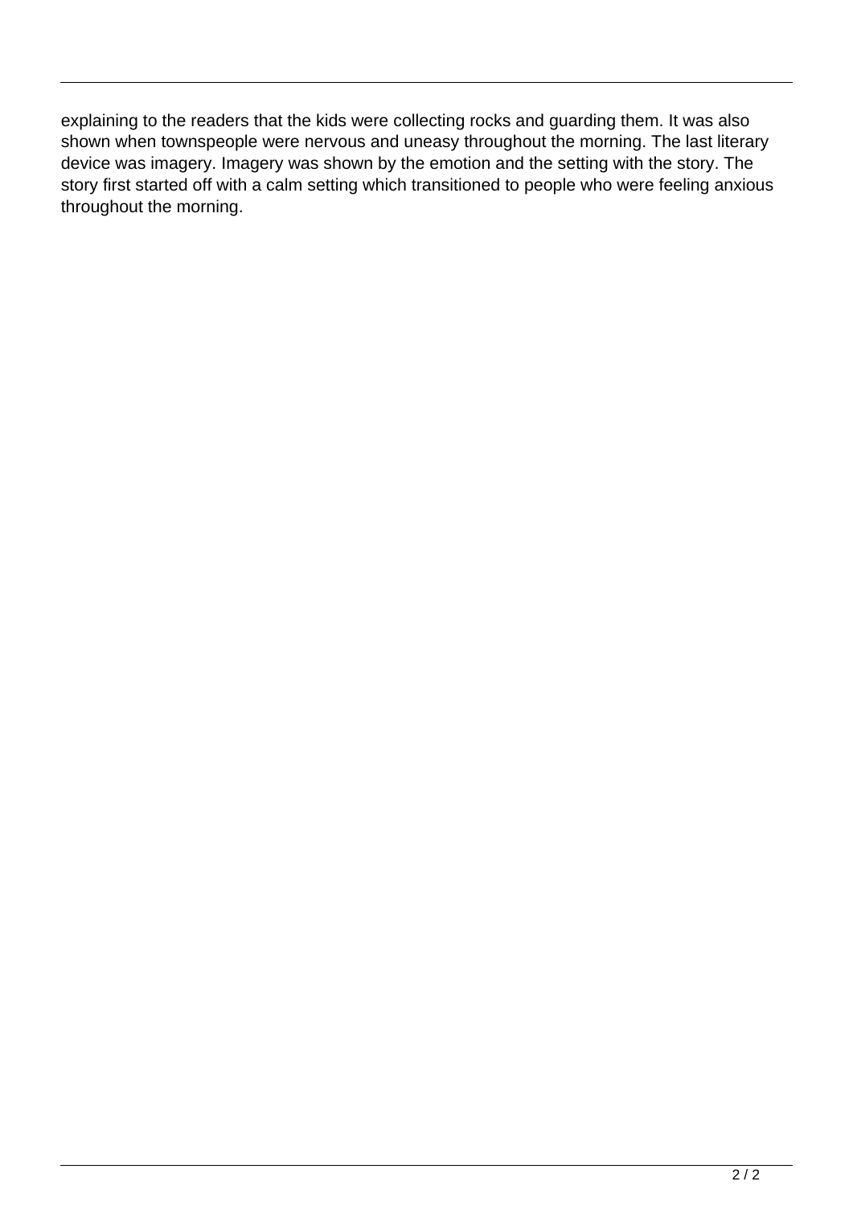explaining to the readers that the kids were collecting rocks and guarding them. It was also shown when townspeople were nervous and uneasy throughout the morning. The last literary device was imagery. Imagery was shown by the emotion and the setting with the story. The story first started off with a calm setting which transitioned to people who were feeling anxious throughout the morning.